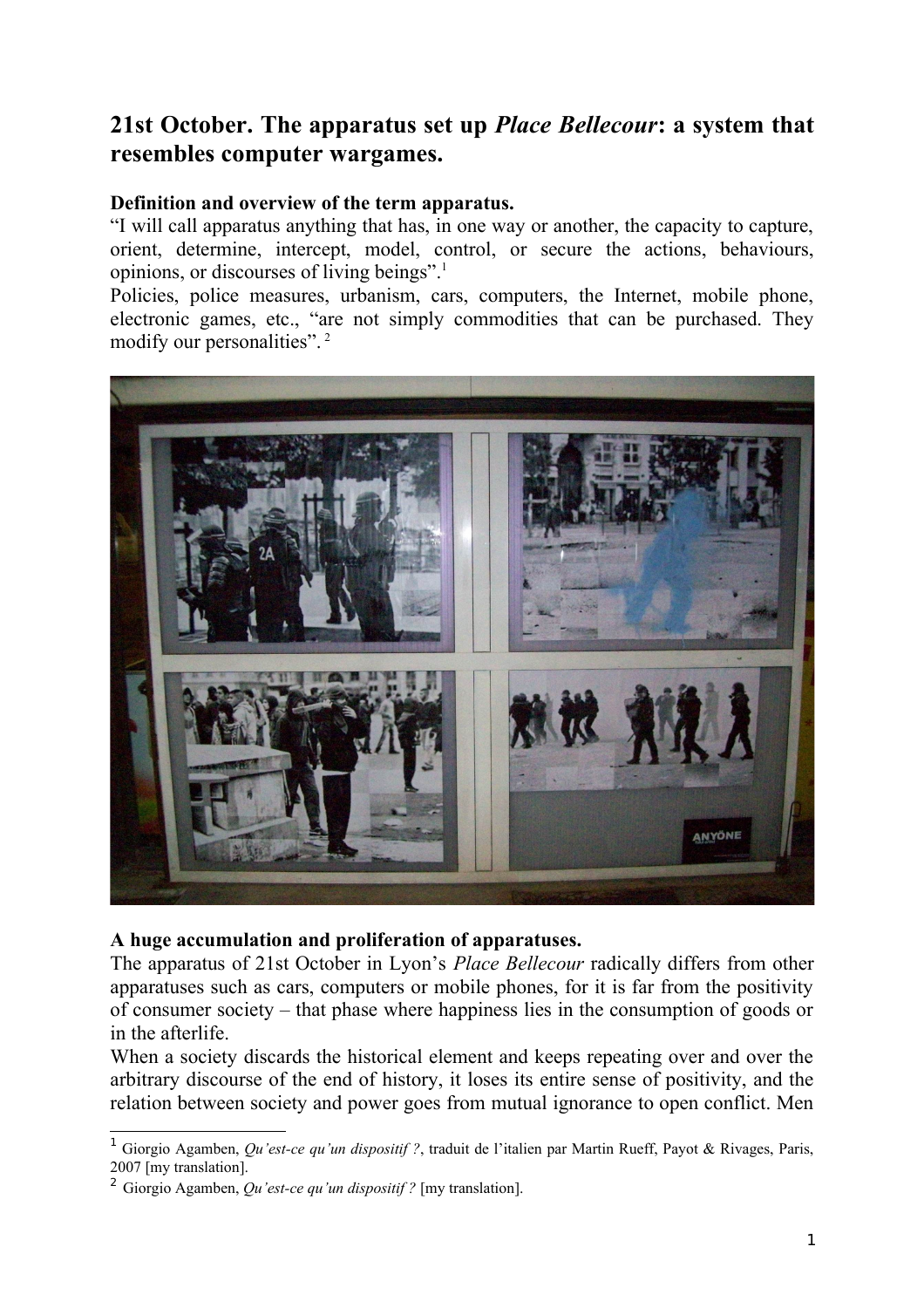## 21st October. The apparatus set up *Place Bellecour*: a system that resembles computer wargames.

**Definition and overview of the term apparatus.**

"I will call apparatus anything that has, in one way or another, the capacity to capture, orient, determine, intercept, model, control, or secure the actions, behaviours, opinions, or discourses of living beings".[1]

Policies, police measures, urbanism, cars, computers, the Internet, mobile phone, electronic games, etc., "are not simply commodities that can be purchased. They modify our personalities".[2]

**A huge accumulation and proliferation of apparatuses.**

The apparatus of 21st October in Lyon's *Place Bellecour* radically differs from other apparatuses such as cars, computers or mobile phones, for it is far from the positivity of consumer society – that phase where happiness lies in the consumption of goods or in the afterlife.

When a society discards the historical element and keeps repeating over and over the arbitrary discourse of the end of history, it loses its entire sense of positivity, and the relation between society and power goes from mutual ignorance to open conflict. Men

---

[1] Giorgio Agamben, *Qu'est-ce qu'un dispositif ?*, traduit de l'italien par Martin Rueff, Payot & Rivages, Paris, 2007 [my translation].

[2] Giorgio Agamben, *Qu'est-ce qu'un dispositif ?* [my translation].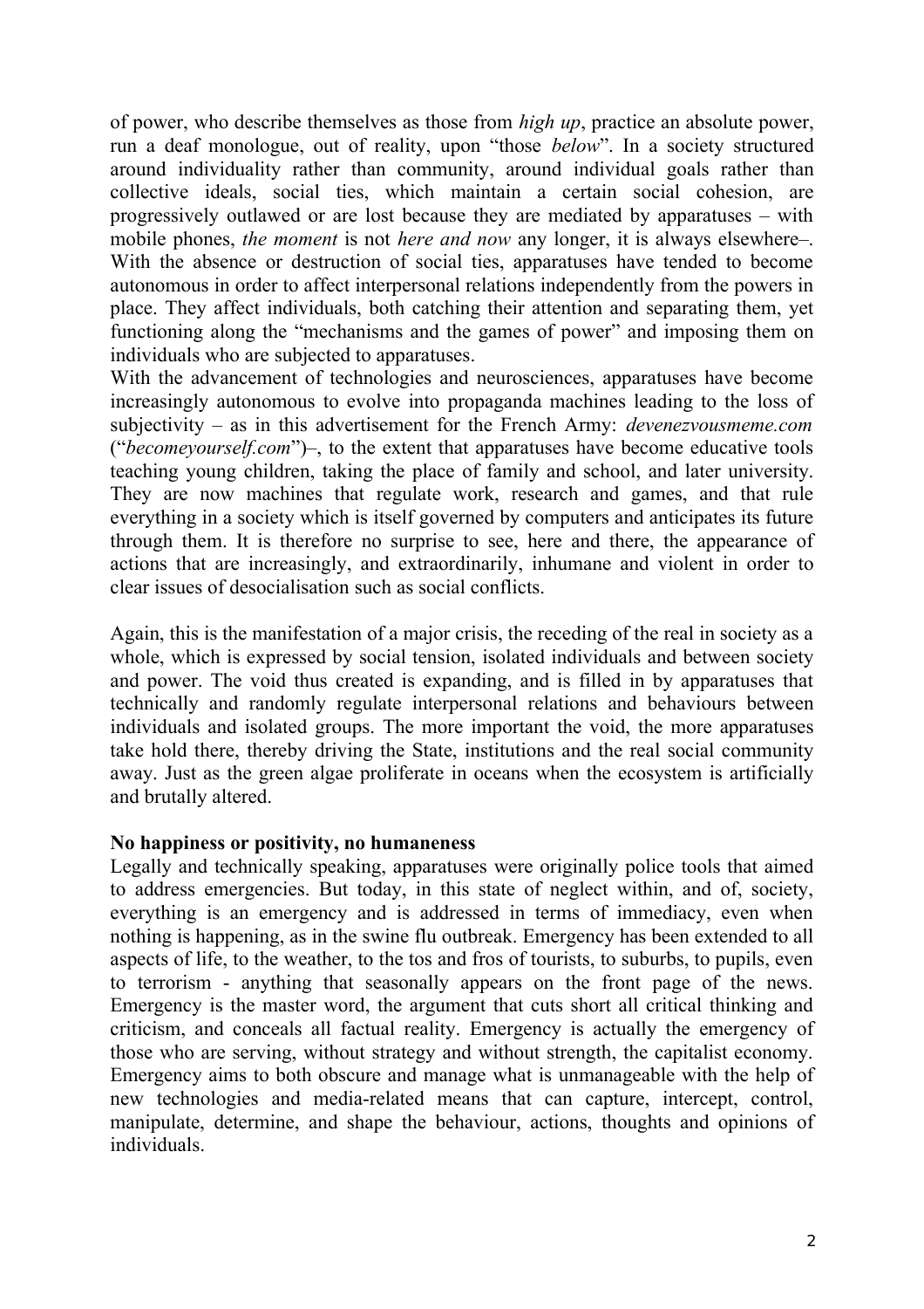of power, who describe themselves as those from *high up*, practice an absolute power, run a deaf monologue, out of reality, upon "those *below*". In a society structured around individuality rather than community, around individual goals rather than collective ideals, social ties, which maintain a certain social cohesion, are progressively outlawed or are lost because they are mediated by apparatuses – with mobile phones, *the moment* is not *here and now* any longer, it is always elsewhere–. With the absence or destruction of social ties, apparatuses have tended to become autonomous in order to affect interpersonal relations independently from the powers in place. They affect individuals, both catching their attention and separating them, yet functioning along the "mechanisms and the games of power" and imposing them on individuals who are subjected to apparatuses.

With the advancement of technologies and neurosciences, apparatuses have become increasingly autonomous to evolve into propaganda machines leading to the loss of subjectivity – as in this advertisement for the French Army: *devenezvousmeme.com* ("*becomeyourself.com*")–, to the extent that apparatuses have become educative tools teaching young children, taking the place of family and school, and later university. They are now machines that regulate work, research and games, and that rule everything in a society which is itself governed by computers and anticipates its future through them. It is therefore no surprise to see, here and there, the appearance of actions that are increasingly, and extraordinarily, inhumane and violent in order to clear issues of desocialisation such as social conflicts.

Again, this is the manifestation of a major crisis, the receding of the real in society as a whole, which is expressed by social tension, isolated individuals and between society and power. The void thus created is expanding, and is filled in by apparatuses that technically and randomly regulate interpersonal relations and behaviours between individuals and isolated groups. The more important the void, the more apparatuses take hold there, thereby driving the State, institutions and the real social community away. Just as the green algae proliferate in oceans when the ecosystem is artificially and brutally altered.

**No happiness or positivity, no humaneness**

Legally and technically speaking, apparatuses were originally police tools that aimed to address emergencies. But today, in this state of neglect within, and of, society, everything is an emergency and is addressed in terms of immediacy, even when nothing is happening, as in the swine flu outbreak. Emergency has been extended to all aspects of life, to the weather, to the tos and fros of tourists, to suburbs, to pupils, even to terrorism - anything that seasonally appears on the front page of the news. Emergency is the master word, the argument that cuts short all critical thinking and criticism, and conceals all factual reality. Emergency is actually the emergency of those who are serving, without strategy and without strength, the capitalist economy. Emergency aims to both obscure and manage what is unmanageable with the help of new technologies and media-related means that can capture, intercept, control, manipulate, determine, and shape the behaviour, actions, thoughts and opinions of individuals.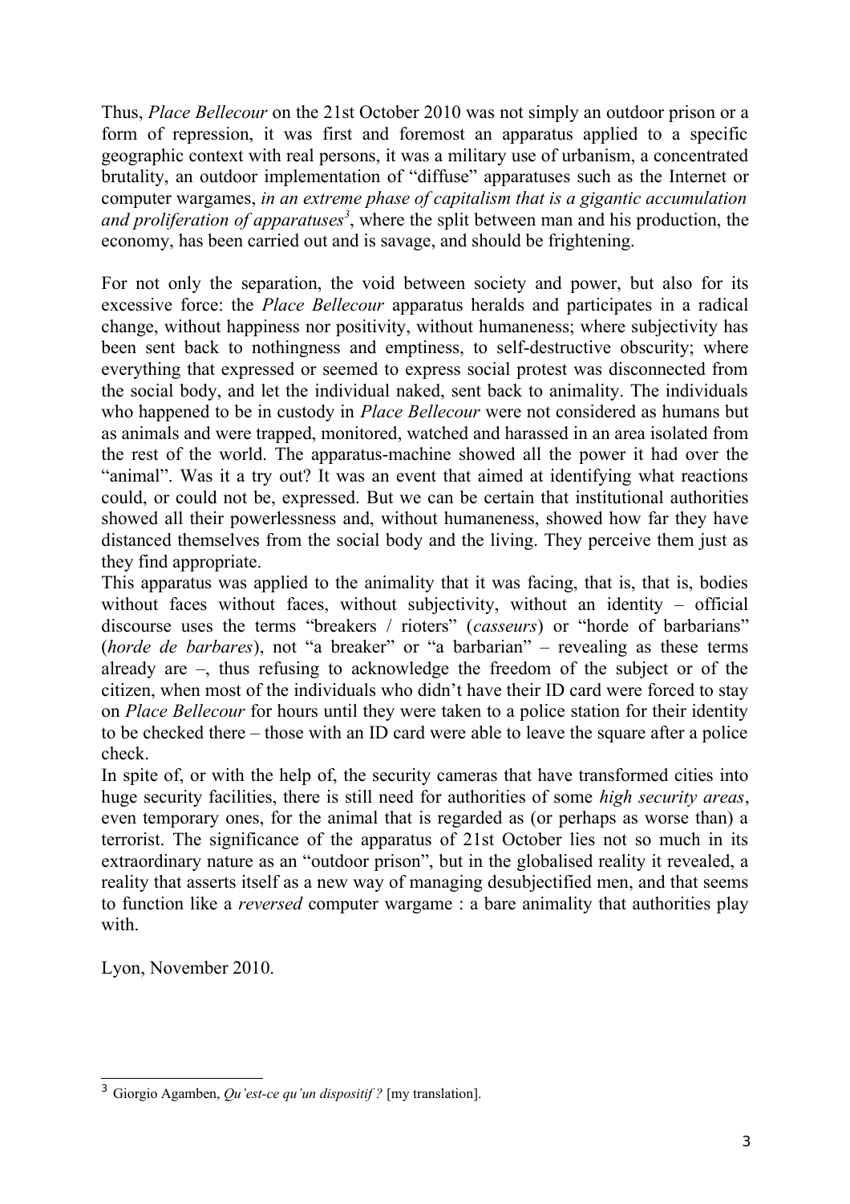Thus, *Place Bellecour* on the 21st October 2010 was not simply an outdoor prison or a form of repression, it was first and foremost an apparatus applied to a specific geographic context with real persons, it was a military use of urbanism, a concentrated brutality, an outdoor implementation of "diffuse" apparatuses such as the Internet or computer wargames, *in an extreme phase of capitalism that is a gigantic accumulation and proliferation of apparatuses*[3], where the split between man and his production, the economy, has been carried out and is savage, and should be frightening.

For not only the separation, the void between society and power, but also for its excessive force: the *Place Bellecour* apparatus heralds and participates in a radical change, without happiness nor positivity, without humaneness; where subjectivity has been sent back to nothingness and emptiness, to self-destructive obscurity; where everything that expressed or seemed to express social protest was disconnected from the social body, and let the individual naked, sent back to animality. The individuals who happened to be in custody in *Place Bellecour* were not considered as humans but as animals and were trapped, monitored, watched and harassed in an area isolated from the rest of the world. The apparatus-machine showed all the power it had over the "animal". Was it a try out? It was an event that aimed at identifying what reactions could, or could not be, expressed. But we can be certain that institutional authorities showed all their powerlessness and, without humaneness, showed how far they have distanced themselves from the social body and the living. They perceive them just as they find appropriate.

This apparatus was applied to the animality that it was facing, that is, that is, bodies without faces without faces, without subjectivity, without an identity – official discourse uses the terms "breakers / rioters" (*casseurs*) or "horde of barbarians" (*horde de barbares*), not "a breaker" or "a barbarian" – revealing as these terms already are –, thus refusing to acknowledge the freedom of the subject or of the citizen, when most of the individuals who didn't have their ID card were forced to stay on *Place Bellecour* for hours until they were taken to a police station for their identity to be checked there – those with an ID card were able to leave the square after a police check.

In spite of, or with the help of, the security cameras that have transformed cities into huge security facilities, there is still need for authorities of some *high security areas*, even temporary ones, for the animal that is regarded as (or perhaps as worse than) a terrorist. The significance of the apparatus of 21st October lies not so much in its extraordinary nature as an "outdoor prison", but in the globalised reality it revealed, a reality that asserts itself as a new way of managing desubjectified men, and that seems to function like a *reversed* computer wargame : a bare animality that authorities play with.

Lyon, November 2010.

---

[3] Giorgio Agamben, *Qu'est-ce qu'un dispositif ?* [my translation].